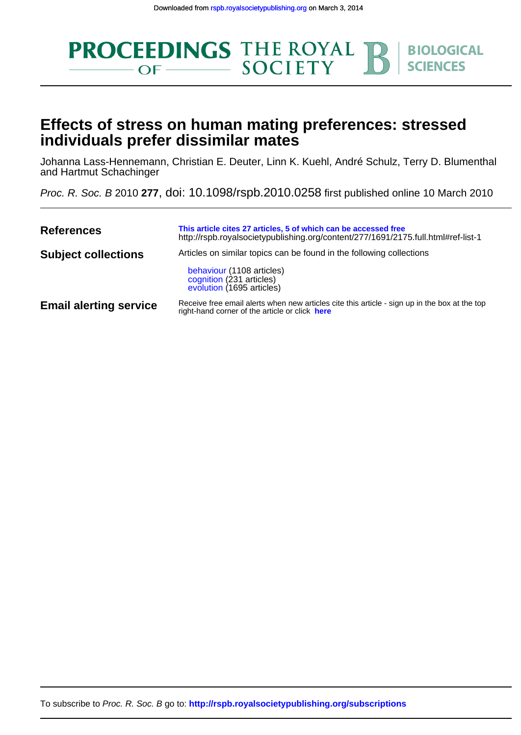Downloaded from rspb.royalsocietypublishing.org on March 3, 2014

# PROCEEDINGS OF THE ROYAL SOCIETY B BIOLOGICAL SCIENCES

## Effects of stress on human mating preferences: stressed individuals prefer dissimilar mates

Johanna Lass-Hennemann, Christian E. Deuter, Linn K. Kuehl, André Schulz, Terry D. Blumenthal and Hartmut Schachinger

*Proc. R. Soc. B* 2010 **277**, doi: 10.1098/rspb.2010.0258 first published online 10 March 2010

**References**

**This article cites 27 articles, 5 of which can be accessed free**
http://rspb.royalsocietypublishing.org/content/277/1691/2175.full.html#ref-list-1

**Subject collections**

Articles on similar topics can be found in the following collections

- behaviour (1108 articles)
- cognition (231 articles)
- evolution (1695 articles)

**Email alerting service**

Receive free email alerts when new articles cite this article - sign up in the box at the top right-hand corner of the article or click **here**

To subscribe to *Proc. R. Soc. B* go to: **http://rspb.royalsocietypublishing.org/subscriptions**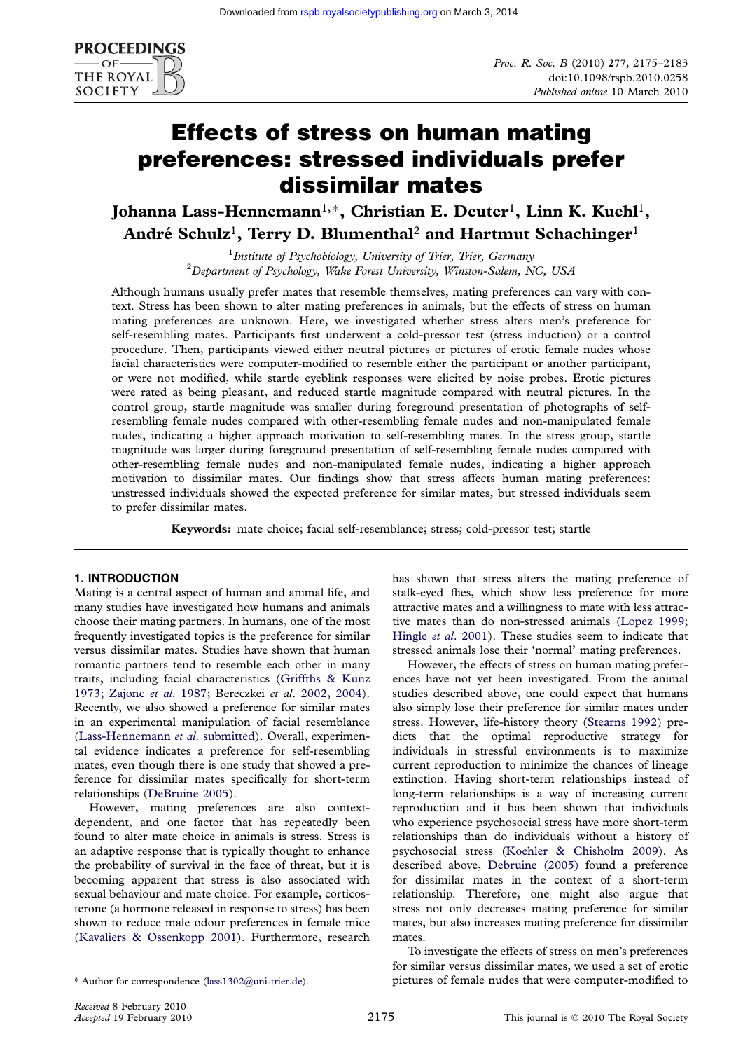# Effects of stress on human mating preferences: stressed individuals prefer dissimilar mates

**Johanna Lass-Hennemann[1,*], Christian E. Deuter[1], Linn K. Kuehl[1], André Schulz[1], Terry D. Blumenthal[2] and Hartmut Schachinger[1]**

[1] *Institute of Psychobiology, University of Trier, Trier, Germany*
[2] *Department of Psychology, Wake Forest University, Winston-Salem, NC, USA*

Although humans usually prefer mates that resemble themselves, mating preferences can vary with context. Stress has been shown to alter mating preferences in animals, but the effects of stress on human mating preferences are unknown. Here, we investigated whether stress alters men's preference for self-resembling mates. Participants first underwent a cold-pressor test (stress induction) or a control procedure. Then, participants viewed either neutral pictures or pictures of erotic female nudes whose facial characteristics were computer-modified to resemble either the participant or another participant, or were not modified, while startle eyeblink responses were elicited by noise probes. Erotic pictures were rated as being pleasant, and reduced startle magnitude compared with neutral pictures. In the control group, startle magnitude was smaller during foreground presentation of photographs of self-resembling female nudes compared with other-resembling female nudes and non-manipulated female nudes, indicating a higher approach motivation to self-resembling mates. In the stress group, startle magnitude was larger during foreground presentation of self-resembling female nudes compared with other-resembling female nudes and non-manipulated female nudes, indicating a higher approach motivation to dissimilar mates. Our findings show that stress affects human mating preferences: unstressed individuals showed the expected preference for similar mates, but stressed individuals seem to prefer dissimilar mates.

**Keywords:** mate choice; facial self-resemblance; stress; cold-pressor test; startle

## 1. INTRODUCTION

Mating is a central aspect of human and animal life, and many studies have investigated how humans and animals choose their mating partners. In humans, one of the most frequently investigated topics is the preference for similar versus dissimilar mates. Studies have shown that human romantic partners tend to resemble each other in many traits, including facial characteristics (Griffths & Kunz 1973; Zajonc *et al.* 1987; Bereczkei *et al.* 2002, 2004). Recently, we also showed a preference for similar mates in an experimental manipulation of facial resemblance (Lass-Hennemann *et al.* submitted). Overall, experimental evidence indicates a preference for self-resembling mates, even though there is one study that showed a preference for dissimilar mates specifically for short-term relationships (DeBruine 2005).

However, mating preferences are also context-dependent, and one factor that has repeatedly been found to alter mate choice in animals is stress. Stress is an adaptive response that is typically thought to enhance the probability of survival in the face of threat, but it is becoming apparent that stress is also associated with sexual behaviour and mate choice. For example, corticosterone (a hormone released in response to stress) has been shown to reduce male odour preferences in female mice (Kavaliers & Ossenkopp 2001). Furthermore, research has shown that stress alters the mating preference of stalk-eyed flies, which show less preference for more attractive mates and a willingness to mate with less attractive mates than do non-stressed animals (Lopez 1999; Hingle *et al.* 2001). These studies seem to indicate that stressed animals lose their 'normal' mating preferences.

However, the effects of stress on human mating preferences have not yet been investigated. From the animal studies described above, one could expect that humans also simply lose their preference for similar mates under stress. However, life-history theory (Stearns 1992) predicts that the optimal reproductive strategy for individuals in stressful environments is to maximize current reproduction to minimize the chances of lineage extinction. Having short-term relationships instead of long-term relationships is a way of increasing current reproduction and it has been shown that individuals who experience psychosocial stress have more short-term relationships than do individuals without a history of psychosocial stress (Koehler & Chisholm 2009). As described above, Debruine (2005) found a preference for dissimilar mates in the context of a short-term relationship. Therefore, one might also argue that stress not only decreases mating preference for similar mates, but also increases mating preference for dissimilar mates.

To investigate the effects of stress on men's preferences for similar versus dissimilar mates, we used a set of erotic pictures of female nudes that were computer-modified to

\* Author for correspondence (lass1302@uni-trier.de).

Received 8 February 2010
Accepted 19 February 2010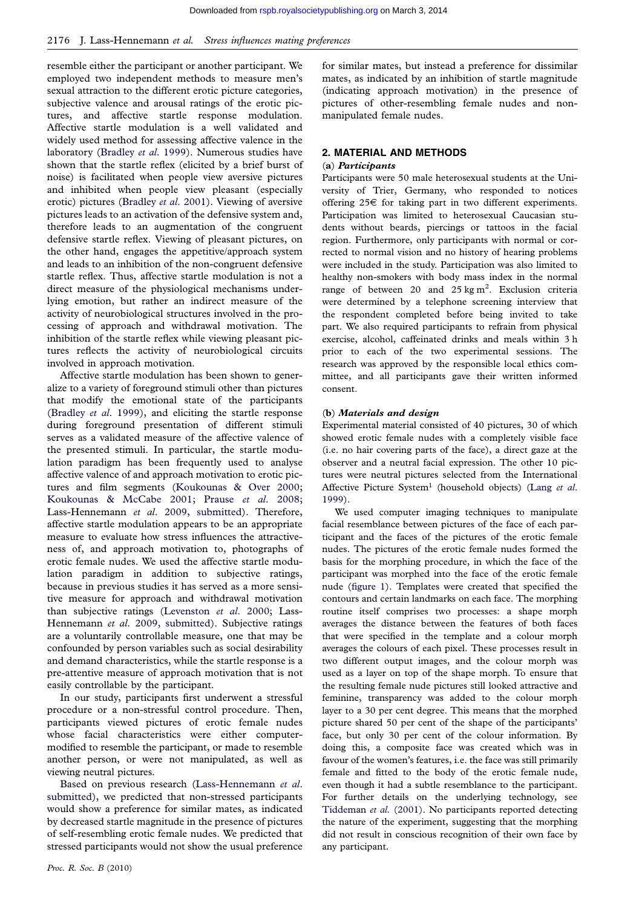resemble either the participant or another participant. We employed two independent methods to measure men's sexual attraction to the different erotic picture categories, subjective valence and arousal ratings of the erotic pictures, and affective startle response modulation. Affective startle modulation is a well validated and widely used method for assessing affective valence in the laboratory (Bradley *et al.* 1999). Numerous studies have shown that the startle reflex (elicited by a brief burst of noise) is facilitated when people view aversive pictures and inhibited when people view pleasant (especially erotic) pictures (Bradley *et al.* 2001). Viewing of aversive pictures leads to an activation of the defensive system and, therefore leads to an augmentation of the congruent defensive startle reflex. Viewing of pleasant pictures, on the other hand, engages the appetitive/approach system and leads to an inhibition of the non-congruent defensive startle reflex. Thus, affective startle modulation is not a direct measure of the physiological mechanisms underlying emotion, but rather an indirect measure of the activity of neurobiological structures involved in the processing of approach and withdrawal motivation. The inhibition of the startle reflex while viewing pleasant pictures reflects the activity of neurobiological circuits involved in approach motivation.

Affective startle modulation has been shown to generalize to a variety of foreground stimuli other than pictures that modify the emotional state of the participants (Bradley *et al.* 1999), and eliciting the startle response during foreground presentation of different stimuli serves as a validated measure of the affective valence of the presented stimuli. In particular, the startle modulation paradigm has been frequently used to analyse affective valence of and approach motivation to erotic pictures and film segments (Koukounas & Over 2000; Koukounas & McCabe 2001; Prause *et al.* 2008; Lass-Hennemann *et al.* 2009, submitted). Therefore, affective startle modulation appears to be an appropriate measure to evaluate how stress influences the attractiveness of, and approach motivation to, photographs of erotic female nudes. We used the affective startle modulation paradigm in addition to subjective ratings, because in previous studies it has served as a more sensitive measure for approach and withdrawal motivation than subjective ratings (Levenston *et al.* 2000; Lass-Hennemann *et al.* 2009, submitted). Subjective ratings are a voluntarily controllable measure, one that may be confounded by person variables such as social desirability and demand characteristics, while the startle response is a pre-attentive measure of approach motivation that is not easily controllable by the participant.

In our study, participants first underwent a stressful procedure or a non-stressful control procedure. Then, participants viewed pictures of erotic female nudes whose facial characteristics were either computer-modified to resemble the participant, or made to resemble another person, or were not manipulated, as well as viewing neutral pictures.

Based on previous research (Lass-Hennemann *et al.* submitted), we predicted that non-stressed participants would show a preference for similar mates, as indicated by decreased startle magnitude in the presence of pictures of self-resembling erotic female nudes. We predicted that stressed participants would not show the usual preference for similar mates, but instead a preference for dissimilar mates, as indicated by an inhibition of startle magnitude (indicating approach motivation) in the presence of pictures of other-resembling female nudes and non-manipulated female nudes.

## 2. MATERIAL AND METHODS

### (a) *Participants*

Participants were 50 male heterosexual students at the University of Trier, Germany, who responded to notices offering 25€ for taking part in two different experiments. Participation was limited to heterosexual Caucasian students without beards, piercings or tattoos in the facial region. Furthermore, only participants with normal or corrected to normal vision and no history of hearing problems were included in the study. Participation was also limited to healthy non-smokers with body mass index in the normal range of between 20 and 25 kg m$^{2}$. Exclusion criteria were determined by a telephone screening interview that the respondent completed before being invited to take part. We also required participants to refrain from physical exercise, alcohol, caffeinated drinks and meals within 3 h prior to each of the two experimental sessions. The research was approved by the responsible local ethics committee, and all participants gave their written informed consent.

### (b) *Materials and design*

Experimental material consisted of 40 pictures, 30 of which showed erotic female nudes with a completely visible face (i.e. no hair covering parts of the face), a direct gaze at the observer and a neutral facial expression. The other 10 pictures were neutral pictures selected from the International Affective Picture System[1] (household objects) (Lang *et al.* 1999).

We used computer imaging techniques to manipulate facial resemblance between pictures of the face of each participant and the faces of the pictures of the erotic female nudes. The pictures of the erotic female nudes formed the basis for the morphing procedure, in which the face of the participant was morphed into the face of the erotic female nude (figure 1). Templates were created that specified the contours and certain landmarks on each face. The morphing routine itself comprises two processes: a shape morph averages the distance between the features of both faces that were specified in the template and a colour morph averages the colours of each pixel. These processes result in two different output images, and the colour morph was used as a layer on top of the shape morph. To ensure that the resulting female nude pictures still looked attractive and feminine, transparency was added to the colour morph layer to a 30 per cent degree. This means that the morphed picture shared 50 per cent of the shape of the participants' face, but only 30 per cent of the colour information. By doing this, a composite face was created which was in favour of the women's features, i.e. the face was still primarily female and fitted to the body of the erotic female nude, even though it had a subtle resemblance to the participant. For further details on the underlying technology, see Tiddeman *et al.* (2001). No participants reported detecting the nature of the experiment, suggesting that the morphing did not result in conscious recognition of their own face by any participant.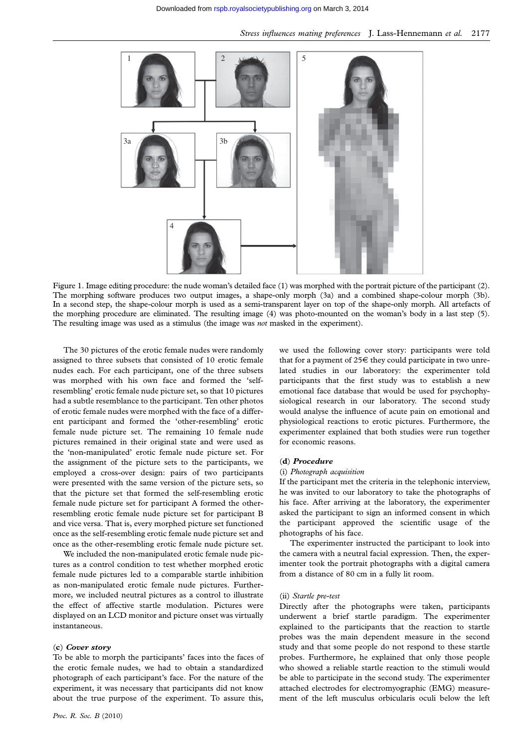Figure 1. Image editing procedure: the nude woman's detailed face (1) was morphed with the portrait picture of the participant (2). The morphing software produces two output images, a shape-only morph (3a) and a combined shape-colour morph (3b). In a second step, the shape-colour morph is used as a semi-transparent layer on top of the shape-only morph. All artefacts of the morphing procedure are eliminated. The resulting image (4) was photo-mounted on the woman's body in a last step (5). The resulting image was used as a stimulus (the image was *not* masked in the experiment).

The 30 pictures of the erotic female nudes were randomly assigned to three subsets that consisted of 10 erotic female nudes each. For each participant, one of the three subsets was morphed with his own face and formed the 'self-resembling' erotic female nude picture set, so that 10 pictures had a subtle resemblance to the participant. Ten other photos of erotic female nudes were morphed with the face of a different participant and formed the 'other-resembling' erotic female nude picture set. The remaining 10 female nude pictures remained in their original state and were used as the 'non-manipulated' erotic female nude picture set. For the assignment of the picture sets to the participants, we employed a cross-over design: pairs of two participants were presented with the same version of the picture sets, so that the picture set that formed the self-resembling erotic female nude picture set for participant A formed the other-resembling erotic female nude picture set for participant B and vice versa. That is, every morphed picture set functioned once as the self-resembling erotic female nude picture set and once as the other-resembling erotic female nude picture set.

We included the non-manipulated erotic female nude pictures as a control condition to test whether morphed erotic female nude pictures led to a comparable startle inhibition as non-manipulated erotic female nude pictures. Furthermore, we included neutral pictures as a control to illustrate the effect of affective startle modulation. Pictures were displayed on an LCD monitor and picture onset was virtually instantaneous.

### (c) *Cover story*

To be able to morph the participants' faces into the faces of the erotic female nudes, we had to obtain a standardized photograph of each participant's face. For the nature of the experiment, it was necessary that participants did not know about the true purpose of the experiment. To assure this, we used the following cover story: participants were told that for a payment of 25€ they could participate in two unrelated studies in our laboratory: the experimenter told participants that the first study was to establish a new emotional face database that would be used for psychophysiological research in our laboratory. The second study would analyse the influence of acute pain on emotional and physiological reactions to erotic pictures. Furthermore, the experimenter explained that both studies were run together for economic reasons.

### (d) *Procedure*

#### (i) *Photograph acquisition*

If the participant met the criteria in the telephonic interview, he was invited to our laboratory to take the photographs of his face. After arriving at the laboratory, the experimenter asked the participant to sign an informed consent in which the participant approved the scientific usage of the photographs of his face.

The experimenter instructed the participant to look into the camera with a neutral facial expression. Then, the experimenter took the portrait photographs with a digital camera from a distance of 80 cm in a fully lit room.

#### (ii) *Startle pre-test*

Directly after the photographs were taken, participants underwent a brief startle paradigm. The experimenter explained to the participants that the reaction to startle probes was the main dependent measure in the second study and that some people do not respond to these startle probes. Furthermore, he explained that only those people who showed a reliable startle reaction to the stimuli would be able to participate in the second study. The experimenter attached electrodes for electromyographic (EMG) measurement of the left musculus orbicularis oculi below the left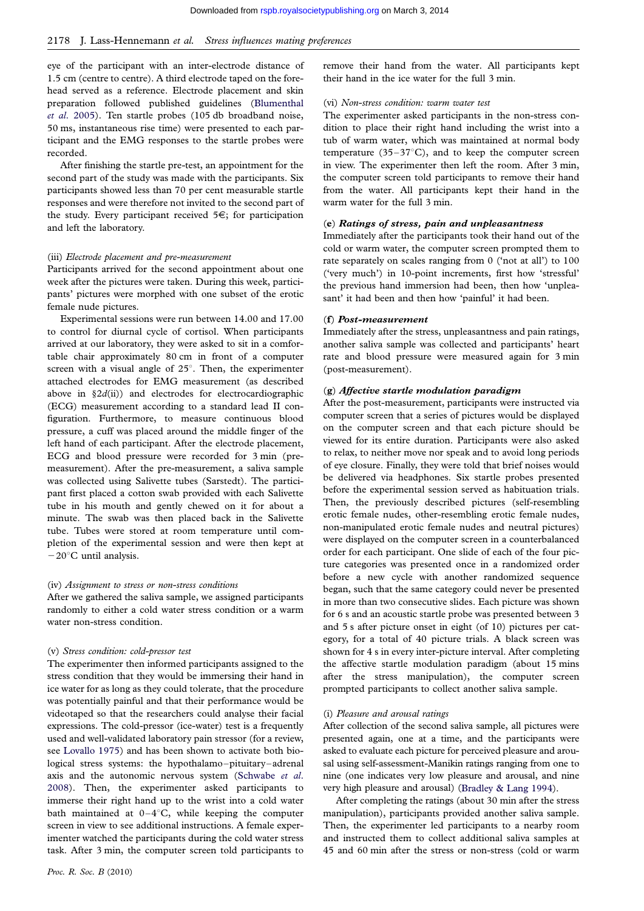eye of the participant with an inter-electrode distance of 1.5 cm (centre to centre). A third electrode taped on the forehead served as a reference. Electrode placement and skin preparation followed published guidelines (Blumenthal *et al.* 2005). Ten startle probes (105 db broadband noise, 50 ms, instantaneous rise time) were presented to each participant and the EMG responses to the startle probes were recorded.

After finishing the startle pre-test, an appointment for the second part of the study was made with the participants. Six participants showed less than 70 per cent measurable startle responses and were therefore not invited to the second part of the study. Every participant received 5€; for participation and left the laboratory.

#### (iii) *Electrode placement and pre-measurement*

Participants arrived for the second appointment about one week after the pictures were taken. During this week, participants' pictures were morphed with one subset of the erotic female nude pictures.

Experimental sessions were run between 14.00 and 17.00 to control for diurnal cycle of cortisol. When participants arrived at our laboratory, they were asked to sit in a comfortable chair approximately 80 cm in front of a computer screen with a visual angle of 25°. Then, the experimenter attached electrodes for EMG measurement (as described above in §2*d*(ii)) and electrodes for electrocardiographic (ECG) measurement according to a standard lead II configuration. Furthermore, to measure continuous blood pressure, a cuff was placed around the middle finger of the left hand of each participant. After the electrode placement, ECG and blood pressure were recorded for 3 min (pre-measurement). After the pre-measurement, a saliva sample was collected using Salivette tubes (Sarstedt). The participant first placed a cotton swab provided with each Salivette tube in his mouth and gently chewed on it for about a minute. The swab was then placed back in the Salivette tube. Tubes were stored at room temperature until completion of the experimental session and were then kept at −20°C until analysis.

#### (iv) *Assignment to stress or non-stress conditions*

After we gathered the saliva sample, we assigned participants randomly to either a cold water stress condition or a warm water non-stress condition.

#### (v) *Stress condition: cold-pressor test*

The experimenter then informed participants assigned to the stress condition that they would be immersing their hand in ice water for as long as they could tolerate, that the procedure was potentially painful and that their performance would be videotaped so that the researchers could analyse their facial expressions. The cold-pressor (ice-water) test is a frequently used and well-validated laboratory pain stressor (for a review, see Lovallo 1975) and has been shown to activate both biological stress systems: the hypothalamo–pituitary–adrenal axis and the autonomic nervous system (Schwabe *et al.* 2008). Then, the experimenter asked participants to immerse their right hand up to the wrist into a cold water bath maintained at 0–4°C, while keeping the computer screen in view to see additional instructions. A female experimenter watched the participants during the cold water stress task. After 3 min, the computer screen told participants to remove their hand from the water. All participants kept their hand in the ice water for the full 3 min.

#### (vi) *Non-stress condition: warm water test*

The experimenter asked participants in the non-stress condition to place their right hand including the wrist into a tub of warm water, which was maintained at normal body temperature (35–37°C), and to keep the computer screen in view. The experimenter then left the room. After 3 min, the computer screen told participants to remove their hand from the water. All participants kept their hand in the warm water for the full 3 min.

### (e) ***Ratings of stress, pain and unpleasantness***

Immediately after the participants took their hand out of the cold or warm water, the computer screen prompted them to rate separately on scales ranging from 0 ('not at all') to 100 ('very much') in 10-point increments, first how 'stressful' the previous hand immersion had been, then how 'unpleasant' it had been and then how 'painful' it had been.

### (f) ***Post-measurement***

Immediately after the stress, unpleasantness and pain ratings, another saliva sample was collected and participants' heart rate and blood pressure were measured again for 3 min (post-measurement).

### (g) ***Affective startle modulation paradigm***

After the post-measurement, participants were instructed via computer screen that a series of pictures would be displayed on the computer screen and that each picture should be viewed for its entire duration. Participants were also asked to relax, to neither move nor speak and to avoid long periods of eye closure. Finally, they were told that brief noises would be delivered via headphones. Six startle probes presented before the experimental session served as habituation trials. Then, the previously described pictures (self-resembling erotic female nudes, other-resembling erotic female nudes, non-manipulated erotic female nudes and neutral pictures) were displayed on the computer screen in a counterbalanced order for each participant. One slide of each of the four picture categories was presented once in a randomized order before a new cycle with another randomized sequence began, such that the same category could never be presented in more than two consecutive slides. Each picture was shown for 6 s and an acoustic startle probe was presented between 3 and 5 s after picture onset in eight (of 10) pictures per category, for a total of 40 picture trials. A black screen was shown for 4 s in every inter-picture interval. After completing the affective startle modulation paradigm (about 15 mins after the stress manipulation), the computer screen prompted participants to collect another saliva sample.

#### (i) *Pleasure and arousal ratings*

After collection of the second saliva sample, all pictures were presented again, one at a time, and the participants were asked to evaluate each picture for perceived pleasure and arousal using self-assessment-Manikin ratings ranging from one to nine (one indicates very low pleasure and arousal, and nine very high pleasure and arousal) (Bradley & Lang 1994).

After completing the ratings (about 30 min after the stress manipulation), participants provided another saliva sample. Then, the experimenter led participants to a nearby room and instructed them to collect additional saliva samples at 45 and 60 min after the stress or non-stress (cold or warm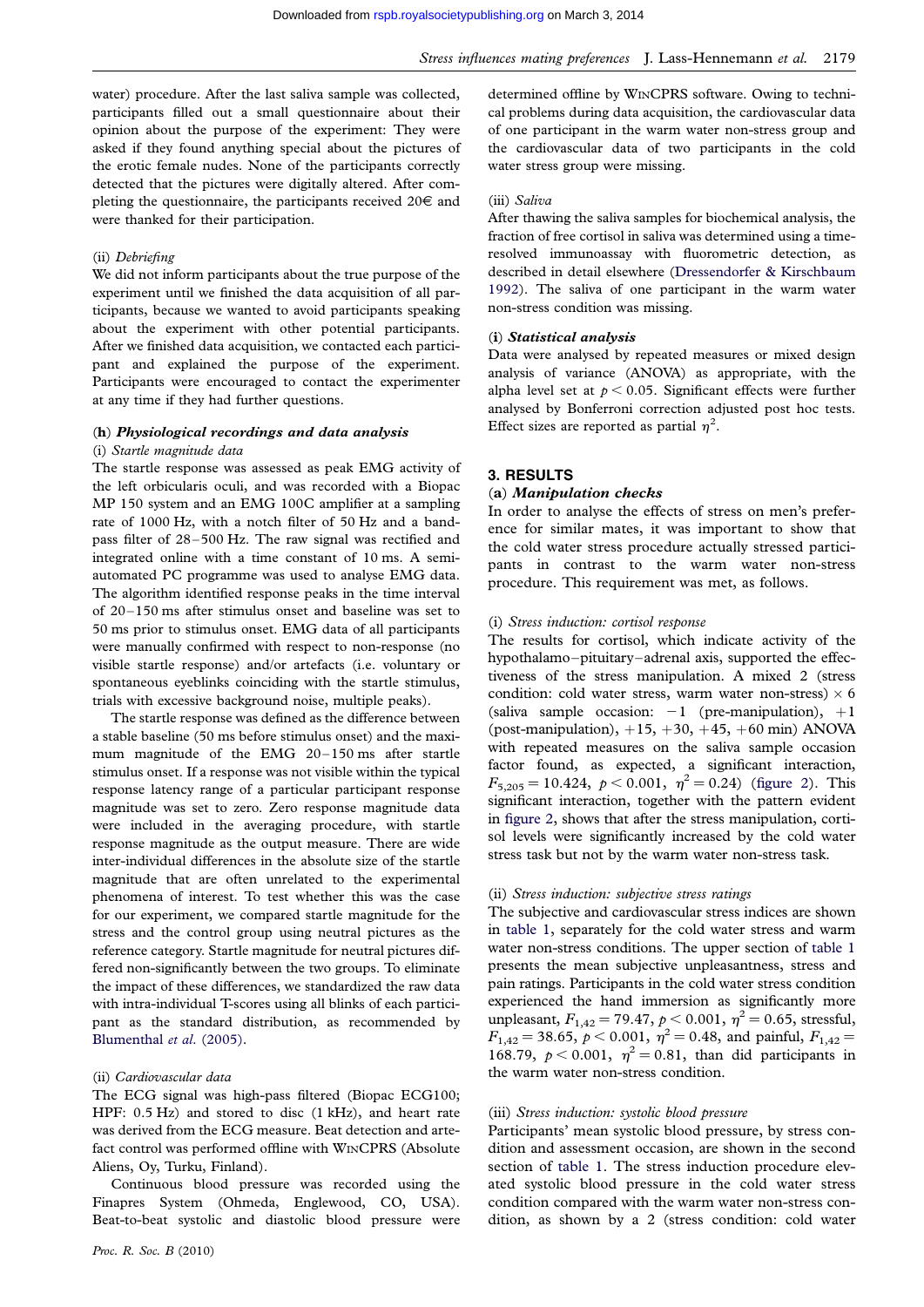water) procedure. After the last saliva sample was collected, participants filled out a small questionnaire about their opinion about the purpose of the experiment: They were asked if they found anything special about the pictures of the erotic female nudes. None of the participants correctly detected that the pictures were digitally altered. After completing the questionnaire, the participants received 20€ and were thanked for their participation.

(ii) *Debriefing*

We did not inform participants about the true purpose of the experiment until we finished the data acquisition of all participants, because we wanted to avoid participants speaking about the experiment with other potential participants. After we finished data acquisition, we contacted each participant and explained the purpose of the experiment. Participants were encouraged to contact the experimenter at any time if they had further questions.

### (h) *Physiological recordings and data analysis*

(i) *Startle magnitude data*

The startle response was assessed as peak EMG activity of the left orbicularis oculi, and was recorded with a Biopac MP 150 system and an EMG 100C amplifier at a sampling rate of 1000 Hz, with a notch filter of 50 Hz and a band-pass filter of 28–500 Hz. The raw signal was rectified and integrated online with a time constant of 10 ms. A semi-automated PC programme was used to analyse EMG data. The algorithm identified response peaks in the time interval of 20–150 ms after stimulus onset and baseline was set to 50 ms prior to stimulus onset. EMG data of all participants were manually confirmed with respect to non-response (no visible startle response) and/or artefacts (i.e. voluntary or spontaneous eyeblinks coinciding with the startle stimulus, trials with excessive background noise, multiple peaks).

The startle response was defined as the difference between a stable baseline (50 ms before stimulus onset) and the maximum magnitude of the EMG 20–150 ms after startle stimulus onset. If a response was not visible within the typical response latency range of a particular participant response magnitude was set to zero. Zero response magnitude data were included in the averaging procedure, with startle response magnitude as the output measure. There are wide inter-individual differences in the absolute size of the startle magnitude that are often unrelated to the experimental phenomena of interest. To test whether this was the case for our experiment, we compared startle magnitude for the stress and the control group using neutral pictures as the reference category. Startle magnitude for neutral pictures differed non-significantly between the two groups. To eliminate the impact of these differences, we standardized the raw data with intra-individual T-scores using all blinks of each participant as the standard distribution, as recommended by Blumenthal *et al.* (2005).

(ii) *Cardiovascular data*

The ECG signal was high-pass filtered (Biopac ECG100; HPF: 0.5 Hz) and stored to disc (1 kHz), and heart rate was derived from the ECG measure. Beat detection and artefact control was performed offline with WinCPRS (Absolute Aliens, Oy, Turku, Finland).

Continuous blood pressure was recorded using the Finapres System (Ohmeda, Englewood, CO, USA). Beat-to-beat systolic and diastolic blood pressure were determined offline by WinCPRS software. Owing to technical problems during data acquisition, the cardiovascular data of one participant in the warm water non-stress group and the cardiovascular data of two participants in the cold water stress group were missing.

(iii) *Saliva*

After thawing the saliva samples for biochemical analysis, the fraction of free cortisol in saliva was determined using a time-resolved immunoassay with fluorometric detection, as described in detail elsewhere (Dressendorfer & Kirschbaum 1992). The saliva of one participant in the warm water non-stress condition was missing.

### (i) *Statistical analysis*

Data were analysed by repeated measures or mixed design analysis of variance (ANOVA) as appropriate, with the alpha level set at $p < 0.05$. Significant effects were further analysed by Bonferroni correction adjusted post hoc tests. Effect sizes are reported as partial $\eta^2$.

## 3. RESULTS

### (a) *Manipulation checks*

In order to analyse the effects of stress on men's preference for similar mates, it was important to show that the cold water stress procedure actually stressed participants in contrast to the warm water non-stress procedure. This requirement was met, as follows.

(i) *Stress induction: cortisol response*

The results for cortisol, which indicate activity of the hypothalamo–pituitary–adrenal axis, supported the effectiveness of the stress manipulation. A mixed 2 (stress condition: cold water stress, warm water non-stress) × 6 (saliva sample occasion: −1 (pre-manipulation), +1 (post-manipulation), +15, +30, +45, +60 min) ANOVA with repeated measures on the saliva sample occasion factor found, as expected, a significant interaction, $F_{5,205} = 10.424$, $p < 0.001$, $\eta^2 = 0.24$) (figure 2). This significant interaction, together with the pattern evident in figure 2, shows that after the stress manipulation, cortisol levels were significantly increased by the cold water stress task but not by the warm water non-stress task.

(ii) *Stress induction: subjective stress ratings*

The subjective and cardiovascular stress indices are shown in table 1, separately for the cold water stress and warm water non-stress conditions. The upper section of table 1 presents the mean subjective unpleasantness, stress and pain ratings. Participants in the cold water stress condition experienced the hand immersion as significantly more unpleasant, $F_{1,42} = 79.47$, $p < 0.001$, $\eta^2 = 0.65$, stressful, $F_{1,42} = 38.65$, $p < 0.001$, $\eta^2 = 0.48$, and painful, $F_{1,42} = 168.79$, $p < 0.001$, $\eta^2 = 0.81$, than did participants in the warm water non-stress condition.

(iii) *Stress induction: systolic blood pressure*

Participants' mean systolic blood pressure, by stress condition and assessment occasion, are shown in the second section of table 1. The stress induction procedure elevated systolic blood pressure in the cold water stress condition compared with the warm water non-stress condition, as shown by a 2 (stress condition: cold water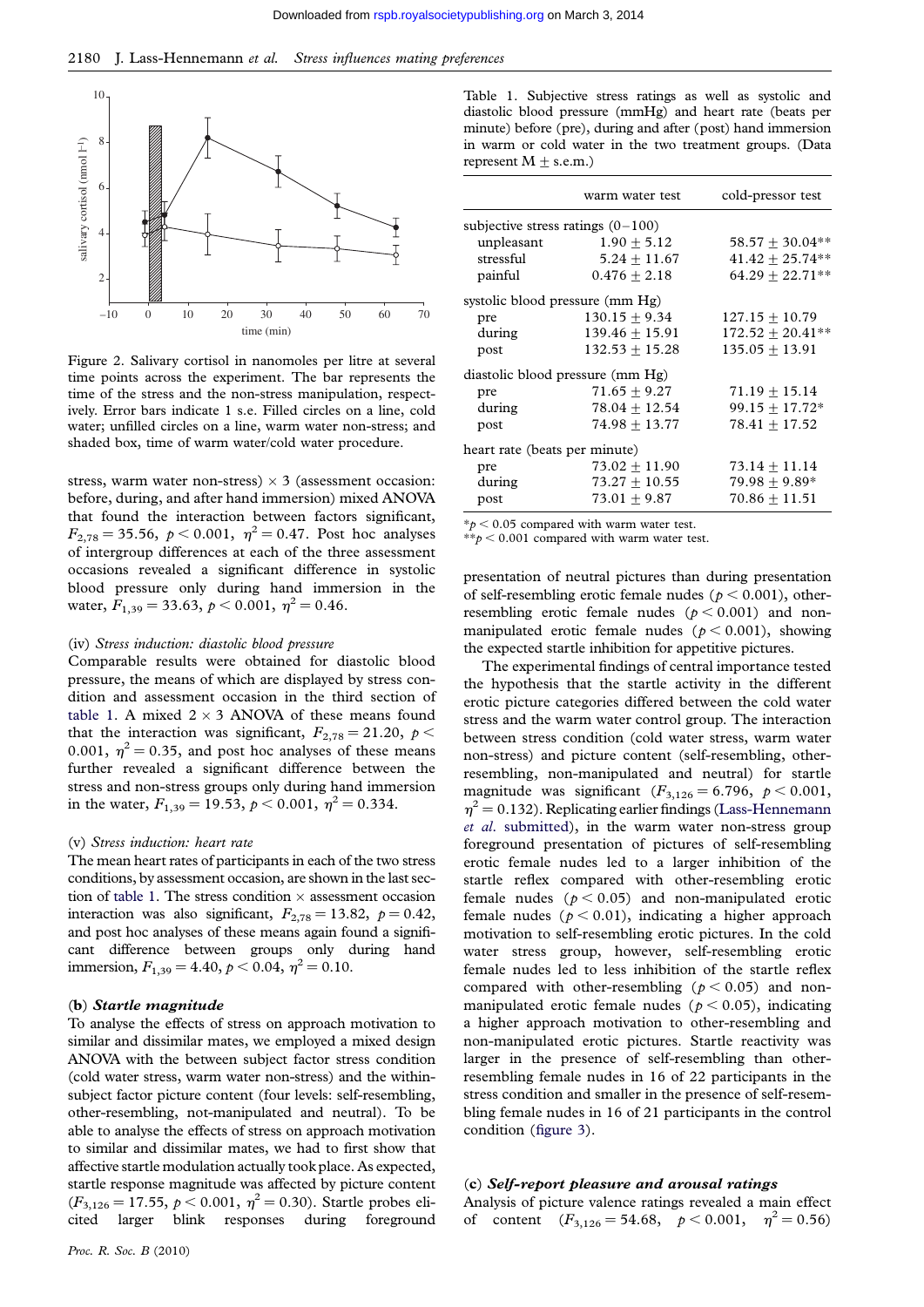Figure 2. Salivary cortisol in nanomoles per litre at several time points across the experiment. The bar represents the time of the stress and the non-stress manipulation, respectively. Error bars indicate 1 s.e. Filled circles on a line, cold water; unfilled circles on a line, warm water non-stress; and shaded box, time of warm water/cold water procedure.

stress, warm water non-stress) × 3 (assessment occasion: before, during, and after hand immersion) mixed ANOVA that found the interaction between factors significant, $F_{2,78} = 35.56$, $p < 0.001$, $\eta^2 = 0.47$. Post hoc analyses of intergroup differences at each of the three assessment occasions revealed a significant difference in systolic blood pressure only during hand immersion in the water, $F_{1,39} = 33.63$, $p < 0.001$, $\eta^2 = 0.46$.

(iv) *Stress induction: diastolic blood pressure*

Comparable results were obtained for diastolic blood pressure, the means of which are displayed by stress condition and assessment occasion in the third section of table 1. A mixed 2 × 3 ANOVA of these means found that the interaction was significant, $F_{2,78} = 21.20$, $p < 0.001$, $\eta^2 = 0.35$, and post hoc analyses of these means further revealed a significant difference between the stress and non-stress groups only during hand immersion in the water, $F_{1,39} = 19.53$, $p < 0.001$, $\eta^2 = 0.334$.

(v) *Stress induction: heart rate*

The mean heart rates of participants in each of the two stress conditions, by assessment occasion, are shown in the last section of table 1. The stress condition × assessment occasion interaction was also significant, $F_{2,78} = 13.82$, $p = 0.42$, and post hoc analyses of these means again found a significant difference between groups only during hand immersion, $F_{1,39} = 4.40$, $p < 0.04$, $\eta^2 = 0.10$.

### (b) *Startle magnitude*

To analyse the effects of stress on approach motivation to similar and dissimilar mates, we employed a mixed design ANOVA with the between subject factor stress condition (cold water stress, warm water non-stress) and the within-subject factor picture content (four levels: self-resembling, other-resembling, not-manipulated and neutral). To be able to analyse the effects of stress on approach motivation to similar and dissimilar mates, we had to first show that affective startle modulation actually took place. As expected, startle response magnitude was affected by picture content ($F_{3,126} = 17.55$, $p < 0.001$, $\eta^2 = 0.30$). Startle probes elicited larger blink responses during foreground

Table 1. Subjective stress ratings as well as systolic and diastolic blood pressure (mmHg) and heart rate (beats per minute) before (pre), during and after (post) hand immersion in warm or cold water in the two treatment groups. (Data represent M ± s.e.m.)

| | warm water test | cold-pressor test |
|---|---|---|
| subjective stress ratings (0–100) | | |
| unpleasant | 1.90 ± 5.12 | 58.57 ± 30.04** |
| stressful | 5.24 ± 11.67 | 41.42 ± 25.74** |
| painful | 0.476 ± 2.18 | 64.29 ± 22.71** |
| systolic blood pressure (mm Hg) | | |
| pre | 130.15 ± 9.34 | 127.15 ± 10.79 |
| during | 139.46 ± 15.91 | 172.52 ± 20.41** |
| post | 132.53 ± 15.28 | 135.05 ± 13.91 |
| diastolic blood pressure (mm Hg) | | |
| pre | 71.65 ± 9.27 | 71.19 ± 15.14 |
| during | 78.04 ± 12.54 | 99.15 ± 17.72* |
| post | 74.98 ± 13.77 | 78.41 ± 17.52 |
| heart rate (beats per minute) | | |
| pre | 73.02 ± 11.90 | 73.14 ± 11.14 |
| during | 73.27 ± 10.55 | 79.98 ± 9.89* |
| post | 73.01 ± 9.87 | 70.86 ± 11.51 |

*$p < 0.05$ compared with warm water test.
**$p < 0.001$ compared with warm water test.

presentation of neutral pictures than during presentation of self-resembling erotic female nudes ($p < 0.001$), other-resembling erotic female nudes ($p < 0.001$) and non-manipulated erotic female nudes ($p < 0.001$), showing the expected startle inhibition for appetitive pictures.

The experimental findings of central importance tested the hypothesis that the startle activity in the different erotic picture categories differed between the cold water stress and the warm water control group. The interaction between stress condition (cold water stress, warm water non-stress) and picture content (self-resembling, other-resembling, non-manipulated and neutral) for startle magnitude was significant ($F_{3,126} = 6.796$, $p < 0.001$, $\eta^2 = 0.132$). Replicating earlier findings (Lass-Hennemann *et al.* submitted), in the warm water non-stress group foreground presentation of pictures of self-resembling erotic female nudes led to a larger inhibition of the startle reflex compared with other-resembling erotic female nudes ($p < 0.05$) and non-manipulated erotic female nudes ($p < 0.01$), indicating a higher approach motivation to self-resembling erotic pictures. In the cold water stress group, however, self-resembling erotic female nudes led to less inhibition of the startle reflex compared with other-resembling ($p < 0.05$) and non-manipulated erotic female nudes ($p < 0.05$), indicating a higher approach motivation to other-resembling and non-manipulated erotic pictures. Startle reactivity was larger in the presence of self-resembling than other-resembling female nudes in 16 of 22 participants in the stress condition and smaller in the presence of self-resembling female nudes in 16 of 21 participants in the control condition (figure 3).

### (c) *Self-report pleasure and arousal ratings*

Analysis of picture valence ratings revealed a main effect of content ($F_{3,126} = 54.68$, $p < 0.001$, $\eta^2 = 0.56$)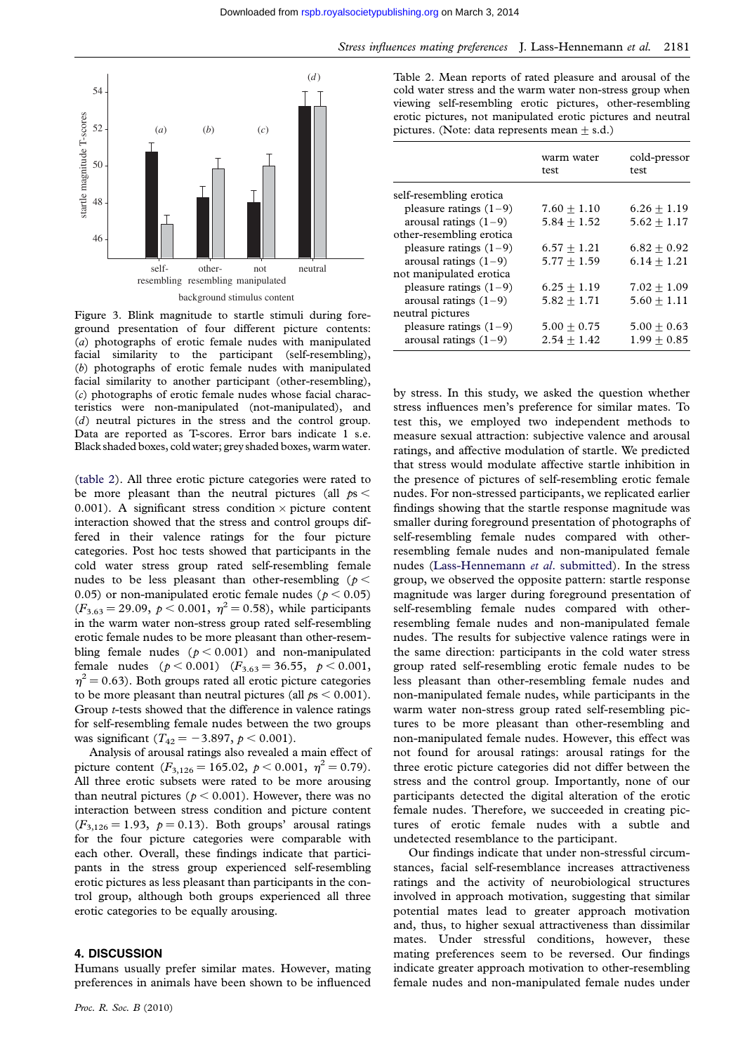54

52

50

48

46

(a)

(b)

(c)

(d)

startle magnitude T-scores

self-resembling

other-resembling

not manipulated

neutral

background stimulus content

Figure 3. Blink magnitude to startle stimuli during foreground presentation of four different picture contents: (*a*) photographs of erotic female nudes with manipulated facial similarity to the participant (self-resembling), (*b*) photographs of erotic female nudes with manipulated facial similarity to another participant (other-resembling), (*c*) photographs of erotic female nudes whose facial characteristics were non-manipulated (not-manipulated), and (*d*) neutral pictures in the stress and the control group. Data are reported as T-scores. Error bars indicate 1 s.e. Black shaded boxes, cold water; grey shaded boxes, warm water.

(table 2). All three erotic picture categories were rated to be more pleasant than the neutral pictures (all $ps < 0.001$). A significant stress condition × picture content interaction showed that the stress and control groups differed in their valence ratings for the four picture categories. Post hoc tests showed that participants in the cold water stress group rated self-resembling female nudes to be less pleasant than other-resembling ($p < 0.05$) or non-manipulated erotic female nudes ($p < 0.05$) ($F_{3,63} = 29.09$, $p < 0.001$, $\eta^2 = 0.58$), while participants in the warm water non-stress group rated self-resembling erotic female nudes to be more pleasant than other-resembling female nudes ($p < 0.001$) and non-manipulated female nudes ($p < 0.001$) ($F_{3,63} = 36.55$, $p < 0.001$, $\eta^2 = 0.63$). Both groups rated all erotic picture categories to be more pleasant than neutral pictures (all $ps < 0.001$). Group *t*-tests showed that the difference in valence ratings for self-resembling female nudes between the two groups was significant ($T_{42} = -3.897$, $p < 0.001$).

Analysis of arousal ratings also revealed a main effect of picture content ($F_{3,126} = 165.02$, $p < 0.001$, $\eta^2 = 0.79$). All three erotic subsets were rated to be more arousing than neutral pictures ($p < 0.001$). However, there was no interaction between stress condition and picture content ($F_{3,126} = 1.93$, $p = 0.13$). Both groups' arousal ratings for the four picture categories were comparable with each other. Overall, these findings indicate that participants in the stress group experienced self-resembling erotic pictures as less pleasant than participants in the control group, although both groups experienced all three erotic categories to be equally arousing.

## 4. DISCUSSION

Humans usually prefer similar mates. However, mating preferences in animals have been shown to be influenced

Table 2. Mean reports of rated pleasure and arousal of the cold water stress and the warm water non-stress group when viewing self-resembling erotic pictures, other-resembling erotic pictures, not manipulated erotic pictures and neutral pictures. (Note: data represents mean ± s.d.)

| | warm water test | cold-pressor test |
|---|---|---|
| self-resembling erotica | | |
| pleasure ratings (1–9) | 7.60 ± 1.10 | 6.26 ± 1.19 |
| arousal ratings (1–9) | 5.84 ± 1.52 | 5.62 ± 1.17 |
| other-resembling erotica | | |
| pleasure ratings (1–9) | 6.57 ± 1.21 | 6.82 ± 0.92 |
| arousal ratings (1–9) | 5.77 ± 1.59 | 6.14 ± 1.21 |
| not manipulated erotica | | |
| pleasure ratings (1–9) | 6.25 ± 1.19 | 7.02 ± 1.09 |
| arousal ratings (1–9) | 5.82 ± 1.71 | 5.60 ± 1.11 |
| neutral pictures | | |
| pleasure ratings (1–9) | 5.00 ± 0.75 | 5.00 ± 0.63 |
| arousal ratings (1–9) | 2.54 ± 1.42 | 1.99 ± 0.85 |

by stress. In this study, we asked the question whether stress influences men's preference for similar mates. To test this, we employed two independent methods to measure sexual attraction: subjective valence and arousal ratings, and affective modulation of startle. We predicted that stress would modulate affective startle inhibition in the presence of pictures of self-resembling erotic female nudes. For non-stressed participants, we replicated earlier findings showing that the startle response magnitude was smaller during foreground presentation of photographs of self-resembling female nudes compared with other-resembling female nudes and non-manipulated female nudes (Lass-Hennemann *et al.* submitted). In the stress group, we observed the opposite pattern: startle response magnitude was larger during foreground presentation of self-resembling female nudes compared with other-resembling female nudes and non-manipulated female nudes. The results for subjective valence ratings were in the same direction: participants in the cold water stress group rated self-resembling erotic female nudes to be less pleasant than other-resembling female nudes and non-manipulated female nudes, while participants in the warm water non-stress group rated self-resembling pictures to be more pleasant than other-resembling and non-manipulated female nudes. However, this effect was not found for arousal ratings: arousal ratings for the three erotic picture categories did not differ between the stress and the control group. Importantly, none of our participants detected the digital alteration of the erotic female nudes. Therefore, we succeeded in creating pictures of erotic female nudes with a subtle and undetected resemblance to the participant.

Our findings indicate that under non-stressful circumstances, facial self-resemblance increases attractiveness ratings and the activity of neurobiological structures involved in approach motivation, suggesting that similar potential mates lead to greater approach motivation and, thus, to higher sexual attractiveness than dissimilar mates. Under stressful conditions, however, these mating preferences seem to be reversed. Our findings indicate greater approach motivation to other-resembling female nudes and non-manipulated female nudes under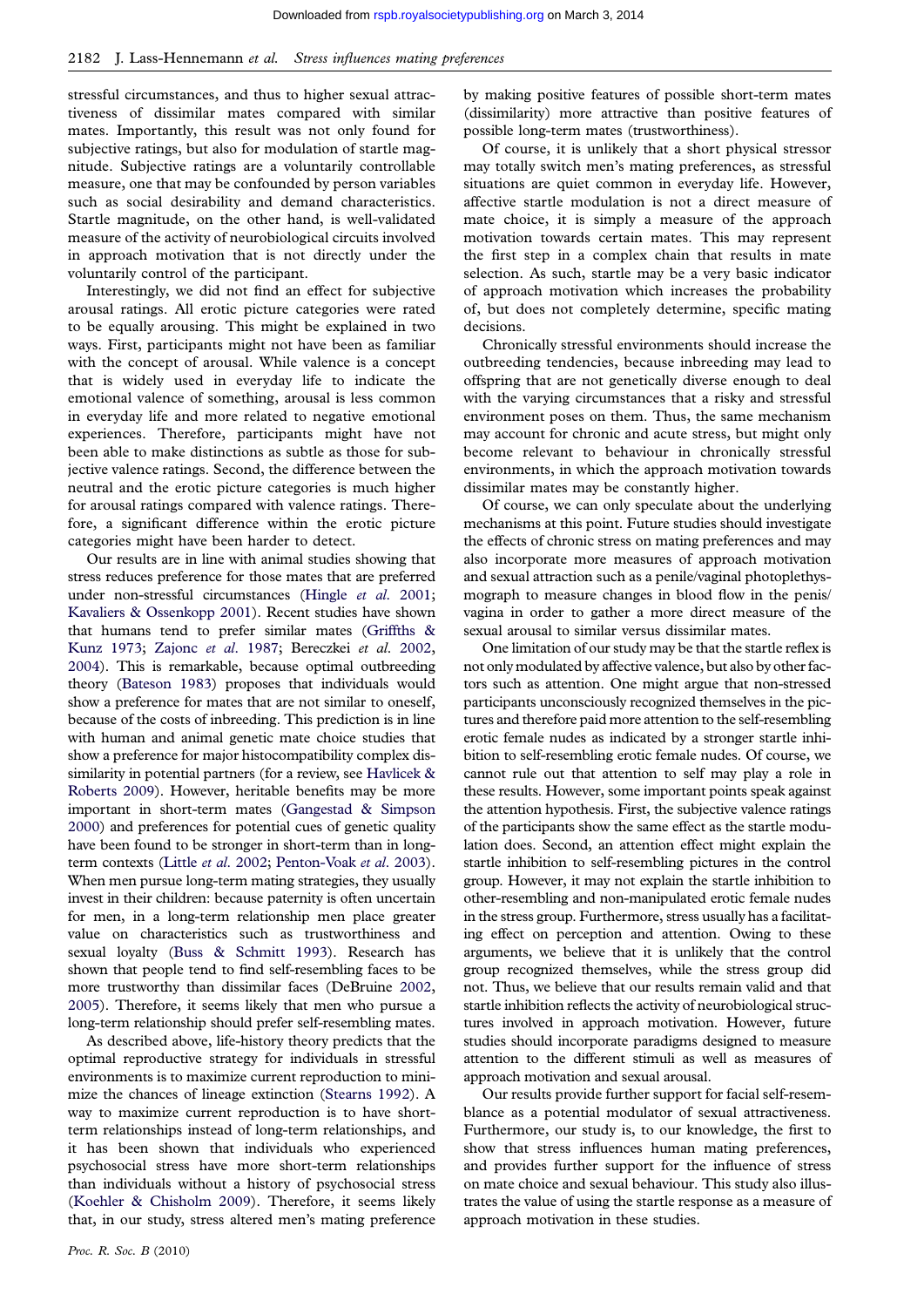stressful circumstances, and thus to higher sexual attractiveness of dissimilar mates compared with similar mates. Importantly, this result was not only found for subjective ratings, but also for modulation of startle magnitude. Subjective ratings are a voluntarily controllable measure, one that may be confounded by person variables such as social desirability and demand characteristics. Startle magnitude, on the other hand, is well-validated measure of the activity of neurobiological circuits involved in approach motivation that is not directly under the voluntarily control of the participant.

Interestingly, we did not find an effect for subjective arousal ratings. All erotic picture categories were rated to be equally arousing. This might be explained in two ways. First, participants might not have been as familiar with the concept of arousal. While valence is a concept that is widely used in everyday life to indicate the emotional valence of something, arousal is less common in everyday life and more related to negative emotional experiences. Therefore, participants might have not been able to make distinctions as subtle as those for subjective valence ratings. Second, the difference between the neutral and the erotic picture categories is much higher for arousal ratings compared with valence ratings. Therefore, a significant difference within the erotic picture categories might have been harder to detect.

Our results are in line with animal studies showing that stress reduces preference for those mates that are preferred under non-stressful circumstances (Hingle *et al.* 2001; Kavaliers & Ossenkopp 2001). Recent studies have shown that humans tend to prefer similar mates (Griffths & Kunz 1973; Zajonc *et al.* 1987; Bereczkei *et al.* 2002, 2004). This is remarkable, because optimal outbreeding theory (Bateson 1983) proposes that individuals would show a preference for mates that are not similar to oneself, because of the costs of inbreeding. This prediction is in line with human and animal genetic mate choice studies that show a preference for major histocompatibility complex dissimilarity in potential partners (for a review, see Havlicek & Roberts 2009). However, heritable benefits may be more important in short-term mates (Gangestad & Simpson 2000) and preferences for potential cues of genetic quality have been found to be stronger in short-term than in long-term contexts (Little *et al.* 2002; Penton-Voak *et al.* 2003). When men pursue long-term mating strategies, they usually invest in their children: because paternity is often uncertain for men, in a long-term relationship men place greater value on characteristics such as trustworthiness and sexual loyalty (Buss & Schmitt 1993). Research has shown that people tend to find self-resembling faces to be more trustworthy than dissimilar faces (DeBruine 2002, 2005). Therefore, it seems likely that men who pursue a long-term relationship should prefer self-resembling mates.

As described above, life-history theory predicts that the optimal reproductive strategy for individuals in stressful environments is to maximize current reproduction to minimize the chances of lineage extinction (Stearns 1992). A way to maximize current reproduction is to have short-term relationships instead of long-term relationships, and it has been shown that individuals who experienced psychosocial stress have more short-term relationships than individuals without a history of psychosocial stress (Koehler & Chisholm 2009). Therefore, it seems likely that, in our study, stress altered men's mating preference by making positive features of possible short-term mates (dissimilarity) more attractive than positive features of possible long-term mates (trustworthiness).

Of course, it is unlikely that a short physical stressor may totally switch men's mating preferences, as stressful situations are quiet common in everyday life. However, affective startle modulation is not a direct measure of mate choice, it is simply a measure of the approach motivation towards certain mates. This may represent the first step in a complex chain that results in mate selection. As such, startle may be a very basic indicator of approach motivation which increases the probability of, but does not completely determine, specific mating decisions.

Chronically stressful environments should increase the outbreeding tendencies, because inbreeding may lead to offspring that are not genetically diverse enough to deal with the varying circumstances that a risky and stressful environment poses on them. Thus, the same mechanism may account for chronic and acute stress, but might only become relevant to behaviour in chronically stressful environments, in which the approach motivation towards dissimilar mates may be constantly higher.

Of course, we can only speculate about the underlying mechanisms at this point. Future studies should investigate the effects of chronic stress on mating preferences and may also incorporate more measures of approach motivation and sexual attraction such as a penile/vaginal photoplethysmograph to measure changes in blood flow in the penis/vagina in order to gather a more direct measure of the sexual arousal to similar versus dissimilar mates.

One limitation of our study may be that the startle reflex is not only modulated by affective valence, but also by other factors such as attention. One might argue that non-stressed participants unconsciously recognized themselves in the pictures and therefore paid more attention to the self-resembling erotic female nudes as indicated by a stronger startle inhibition to self-resembling erotic female nudes. Of course, we cannot rule out that attention to self may play a role in these results. However, some important points speak against the attention hypothesis. First, the subjective valence ratings of the participants show the same effect as the startle modulation does. Second, an attention effect might explain the startle inhibition to self-resembling pictures in the control group. However, it may not explain the startle inhibition to other-resembling and non-manipulated erotic female nudes in the stress group. Furthermore, stress usually has a facilitating effect on perception and attention. Owing to these arguments, we believe that it is unlikely that the control group recognized themselves, while the stress group did not. Thus, we believe that our results remain valid and that startle inhibition reflects the activity of neurobiological structures involved in approach motivation. However, future studies should incorporate paradigms designed to measure attention to the different stimuli as well as measures of approach motivation and sexual arousal.

Our results provide further support for facial self-resemblance as a potential modulator of sexual attractiveness. Furthermore, our study is, to our knowledge, the first to show that stress influences human mating preferences, and provides further support for the influence of stress on mate choice and sexual behaviour. This study also illustrates the value of using the startle response as a measure of approach motivation in these studies.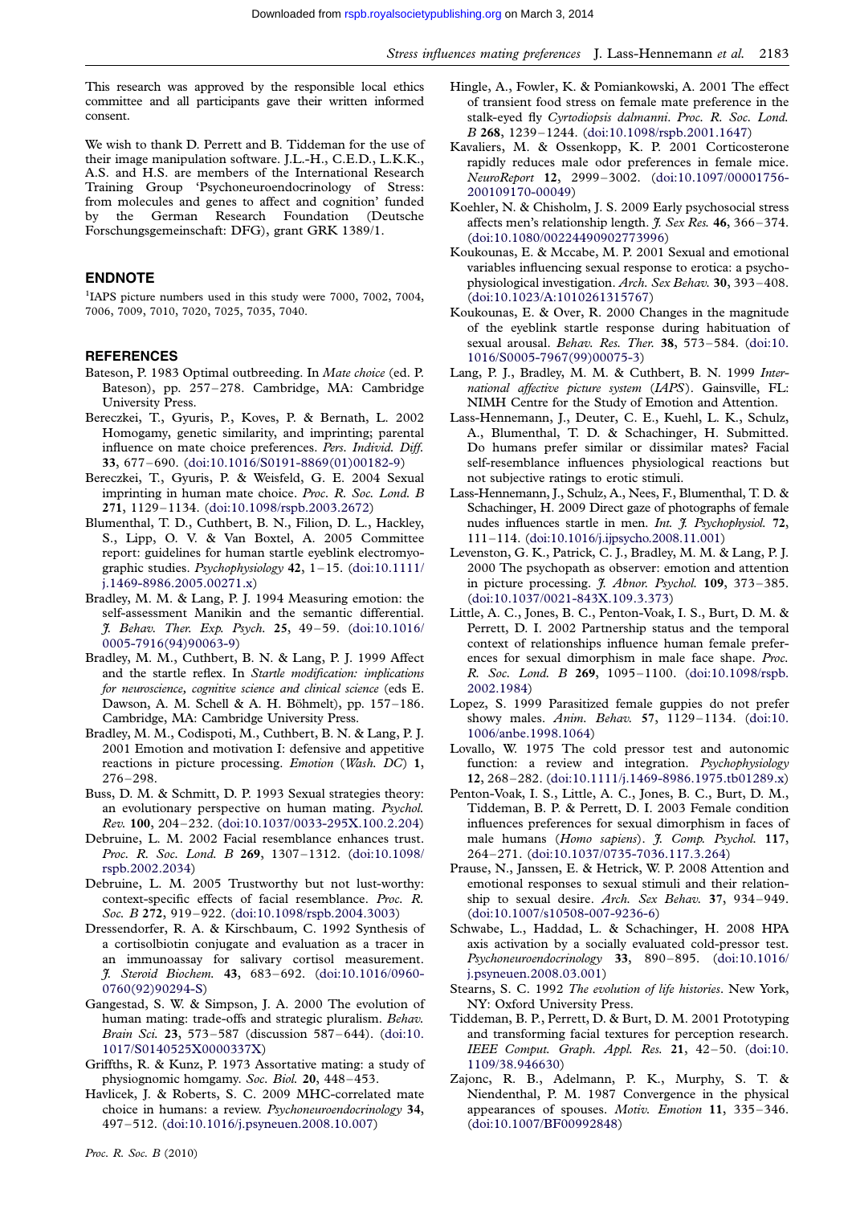This research was approved by the responsible local ethics committee and all participants gave their written informed consent.

We wish to thank D. Perrett and B. Tiddeman for the use of their image manipulation software. J.L.-H., C.E.D., L.K.K., A.S. and H.S. are members of the International Research Training Group 'Psychoneuroendocrinology of Stress: from molecules and genes to affect and cognition' funded by the German Research Foundation (Deutsche Forschungsgemeinschaft: DFG), grant GRK 1389/1.

## ENDNOTE

[1]IAPS picture numbers used in this study were 7000, 7002, 7004, 7006, 7009, 7010, 7020, 7025, 7035, 7040.

## REFERENCES

Bateson, P. 1983 Optimal outbreeding. In *Mate choice* (ed. P. Bateson), pp. 257–278. Cambridge, MA: Cambridge University Press.

Bereczkei, T., Gyuris, P., Koves, P. & Bernath, L. 2002 Homogamy, genetic similarity, and imprinting; parental influence on mate choice preferences. *Pers. Individ. Diff.* **33**, 677–690. (doi:10.1016/S0191-8869(01)00182-9)

Bereczkei, T., Gyuris, P. & Weisfeld, G. E. 2004 Sexual imprinting in human mate choice. *Proc. R. Soc. Lond. B* **271**, 1129–1134. (doi:10.1098/rspb.2003.2672)

Blumenthal, T. D., Cuthbert, B. N., Filion, D. L., Hackley, S., Lipp, O. V. & Van Boxtel, A. 2005 Committee report: guidelines for human startle eyeblink electromyographic studies. *Psychophysiology* **42**, 1–15. (doi:10.1111/j.1469-8986.2005.00271.x)

Bradley, M. M. & Lang, P. J. 1994 Measuring emotion: the self-assessment Manikin and the semantic differential. *J. Behav. Ther. Exp. Psych.* **25**, 49–59. (doi:10.1016/0005-7916(94)90063-9)

Bradley, M. M., Cuthbert, B. N. & Lang, P. J. 1999 Affect and the startle reflex. In *Startle modification: implications for neuroscience, cognitive science and clinical science* (eds E. Dawson, A. M. Schell & A. H. Böhmelt), pp. 157–186. Cambridge, MA: Cambridge University Press.

Bradley, M. M., Codispoti, M., Cuthbert, B. N. & Lang, P. J. 2001 Emotion and motivation I: defensive and appetitive reactions in picture processing. *Emotion* (*Wash. DC*) **1**, 276–298.

Buss, D. M. & Schmitt, D. P. 1993 Sexual strategies theory: an evolutionary perspective on human mating. *Psychol. Rev.* **100**, 204–232. (doi:10.1037/0033-295X.100.2.204)

Debruine, L. M. 2002 Facial resemblance enhances trust. *Proc. R. Soc. Lond. B* **269**, 1307–1312. (doi:10.1098/rspb.2002.2034)

Debruine, L. M. 2005 Trustworthy but not lust-worthy: context-specific effects of facial resemblance. *Proc. R. Soc. B* **272**, 919–922. (doi:10.1098/rspb.2004.3003)

Dressendorfer, R. A. & Kirschbaum, C. 1992 Synthesis of a cortisolbiotin conjugate and evaluation as a tracer in an immunoassay for salivary cortisol measurement. *J. Steroid Biochem.* **43**, 683–692. (doi:10.1016/0960-0760(92)90294-S)

Gangestad, S. W. & Simpson, J. A. 2000 The evolution of human mating: trade-offs and strategic pluralism. *Behav. Brain Sci.* **23**, 573–587 (discussion 587–644). (doi:10.1017/S0140525X0000337X)

Griffths, R. & Kunz, P. 1973 Assortative mating: a study of physiognomic homgamy. *Soc. Biol.* **20**, 448–453.

Havlicek, J. & Roberts, S. C. 2009 MHC-correlated mate choice in humans: a review. *Psychoneuroendocrinology* **34**, 497–512. (doi:10.1016/j.psyneuen.2008.10.007)

Hingle, A., Fowler, K. & Pomiankowski, A. 2001 The effect of transient food stress on female mate preference in the stalk-eyed fly *Cyrtodiopsis dalmanni*. *Proc. R. Soc. Lond. B* **268**, 1239–1244. (doi:10.1098/rspb.2001.1647)

Kavaliers, M. & Ossenkopp, K. P. 2001 Corticosterone rapidly reduces male odor preferences in female mice. *NeuroReport* **12**, 2999–3002. (doi:10.1097/00001756-200109170-00049)

Koehler, N. & Chisholm, J. S. 2009 Early psychosocial stress affects men's relationship length. *J. Sex Res.* **46**, 366–374. (doi:10.1080/00224490902773996)

Koukounas, E. & Mccabe, M. P. 2001 Sexual and emotional variables influencing sexual response to erotica: a psychophysiological investigation. *Arch. Sex Behav.* **30**, 393–408. (doi:10.1023/A:1010261315767)

Koukounas, E. & Over, R. 2000 Changes in the magnitude of the eyeblink startle response during habituation of sexual arousal. *Behav. Res. Ther.* **38**, 573–584. (doi:10.1016/S0005-7967(99)00075-3)

Lang, P. J., Bradley, M. M. & Cuthbert, B. N. 1999 *International affective picture system* (*IAPS*). Gainsville, FL: NIMH Centre for the Study of Emotion and Attention.

Lass-Hennemann, J., Deuter, C. E., Kuehl, L. K., Schulz, A., Blumenthal, T. D. & Schachinger, H. Submitted. Do humans prefer similar or dissimilar mates? Facial self-resemblance influences physiological reactions but not subjective ratings to erotic stimuli.

Lass-Hennemann, J., Schulz, A., Nees, F., Blumenthal, T. D. & Schachinger, H. 2009 Direct gaze of photographs of female nudes influences startle in men. *Int. J. Psychophysiol.* **72**, 111–114. (doi:10.1016/j.ijpsycho.2008.11.001)

Levenston, G. K., Patrick, C. J., Bradley, M. M. & Lang, P. J. 2000 The psychopath as observer: emotion and attention in picture processing. *J. Abnor. Psychol.* **109**, 373–385. (doi:10.1037/0021-843X.109.3.373)

Little, A. C., Jones, B. C., Penton-Voak, I. S., Burt, D. M. & Perrett, D. I. 2002 Partnership status and the temporal context of relationships influence human female preferences for sexual dimorphism in male face shape. *Proc. R. Soc. Lond. B* **269**, 1095–1100. (doi:10.1098/rspb.2002.1984)

Lopez, S. 1999 Parasitized female guppies do not prefer showy males. *Anim. Behav.* **57**, 1129–1134. (doi:10.1006/anbe.1998.1064)

Lovallo, W. 1975 The cold pressor test and autonomic function: a review and integration. *Psychophysiology* **12**, 268–282. (doi:10.1111/j.1469-8986.1975.tb01289.x)

Penton-Voak, I. S., Little, A. C., Jones, B. C., Burt, D. M., Tiddeman, B. P. & Perrett, D. I. 2003 Female condition influences preferences for sexual dimorphism in faces of male humans (*Homo sapiens*). *J. Comp. Psychol.* **117**, 264–271. (doi:10.1037/0735-7036.117.3.264)

Prause, N., Janssen, E. & Hetrick, W. P. 2008 Attention and emotional responses to sexual stimuli and their relationship to sexual desire. *Arch. Sex Behav.* **37**, 934–949. (doi:10.1007/s10508-007-9236-6)

Schwabe, L., Haddad, L. & Schachinger, H. 2008 HPA axis activation by a socially evaluated cold-pressor test. *Psychoneuroendocrinology* **33**, 890–895. (doi:10.1016/j.psyneuen.2008.03.001)

Stearns, S. C. 1992 *The evolution of life histories*. New York, NY: Oxford University Press.

Tiddeman, B. P., Perrett, D. & Burt, D. M. 2001 Prototyping and transforming facial textures for perception research. *IEEE Comput. Graph. Appl. Res.* **21**, 42–50. (doi:10.1109/38.946630)

Zajonc, R. B., Adelmann, P. K., Murphy, S. T. & Niendenthal, P. M. 1987 Convergence in the physical appearances of spouses. *Motiv. Emotion* **11**, 335–346. (doi:10.1007/BF00992848)